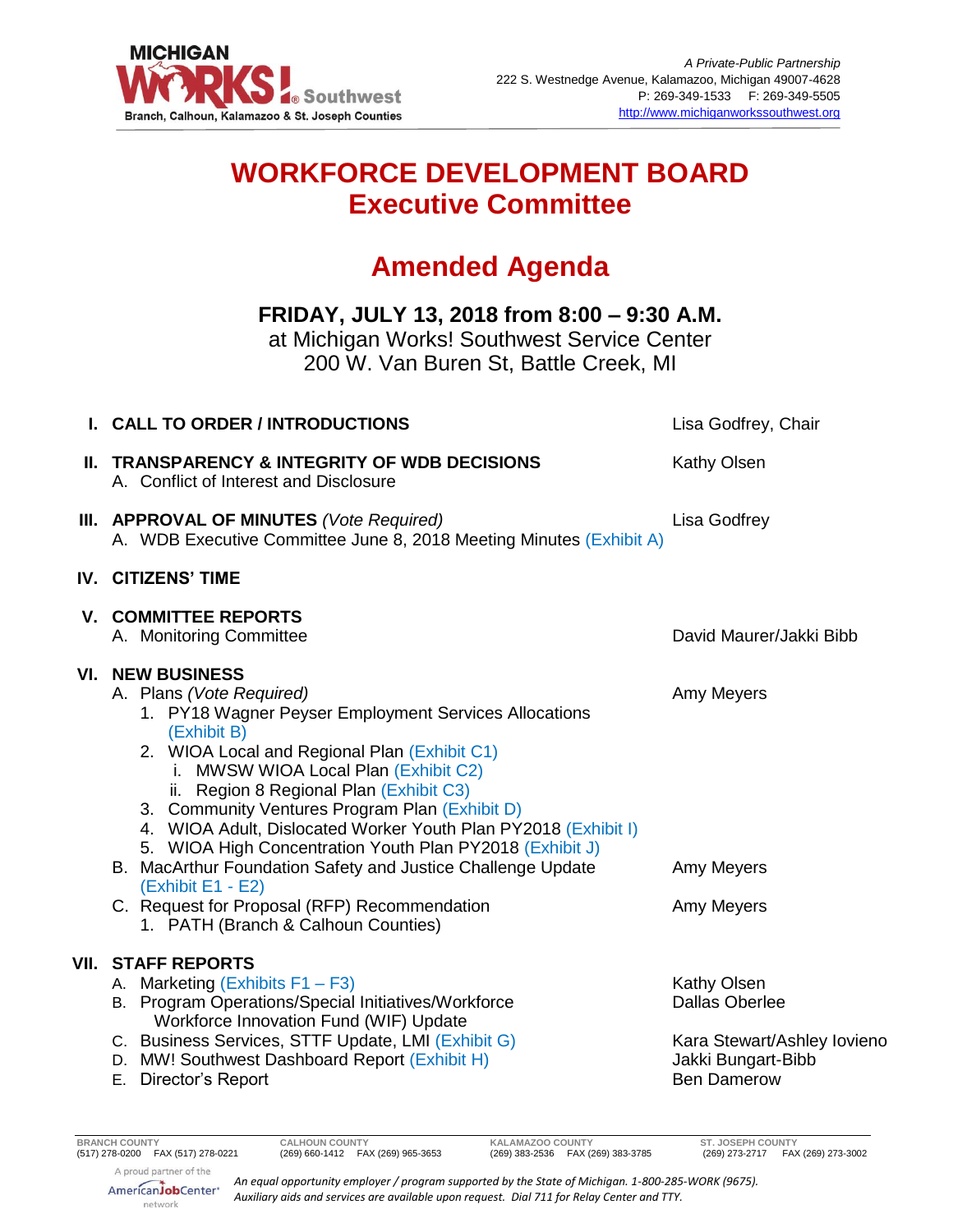MICHIGAN WORKS! Southwest
Branch, Calhoun, Kalamazoo & St. Joseph Counties

*A Private-Public Partnership*
222 S. Westnedge Avenue, Kalamazoo, Michigan 49007-4628
P: 269-349-1533 F: 269-349-5505
http://www.michiganworkssouthwest.org

# WORKFORCE DEVELOPMENT BOARD
## Executive Committee

# Amended Agenda

**FRIDAY, JULY 13, 2018 from 8:00 – 9:30 A.M.**
at Michigan Works! Southwest Service Center
200 W. Van Buren St, Battle Creek, MI

**I. CALL TO ORDER / INTRODUCTIONS** — Lisa Godfrey, Chair

**II. TRANSPARENCY & INTEGRITY OF WDB DECISIONS** — Kathy Olsen
- A. Conflict of Interest and Disclosure

**III. APPROVAL OF MINUTES** *(Vote Required)* — Lisa Godfrey
- A. WDB Executive Committee June 8, 2018 Meeting Minutes (Exhibit A)

**IV. CITIZENS' TIME**

**V. COMMITTEE REPORTS**
- A. Monitoring Committee — David Maurer/Jakki Bibb

**VI. NEW BUSINESS**
- A. Plans *(Vote Required)* — Amy Meyers
  1. PY18 Wagner Peyser Employment Services Allocations (Exhibit B)
  2. WIOA Local and Regional Plan (Exhibit C1)
     - i. MWSW WIOA Local Plan (Exhibit C2)
     - ii. Region 8 Regional Plan (Exhibit C3)
  3. Community Ventures Program Plan (Exhibit D)
  4. WIOA Adult, Dislocated Worker Youth Plan PY2018 (Exhibit I)
  5. WIOA High Concentration Youth Plan PY2018 (Exhibit J)
- B. MacArthur Foundation Safety and Justice Challenge Update (Exhibit E1 - E2) — Amy Meyers
- C. Request for Proposal (RFP) Recommendation — Amy Meyers
  1. PATH (Branch & Calhoun Counties)

**VII. STAFF REPORTS**
- A. Marketing (Exhibits F1 – F3) — Kathy Olsen
- B. Program Operations/Special Initiatives/Workforce Workforce Innovation Fund (WIF) Update — Dallas Oberlee
- C. Business Services, STTF Update, LMI (Exhibit G) — Kara Stewart/Ashley Iovieno
- D. MW! Southwest Dashboard Report (Exhibit H) — Jakki Bungart-Bibb
- E. Director's Report — Ben Damerow

| BRANCH COUNTY | CALHOUN COUNTY | KALAMAZOO COUNTY | ST. JOSEPH COUNTY |
|---|---|---|---|
| (517) 278-0200 FAX (517) 278-0221 | (269) 660-1412 FAX (269) 965-3653 | (269) 383-2536 FAX (269) 383-3785 | (269) 273-2717 FAX (269) 273-3002 |

A proud partner of the AmericanJobCenter network

*An equal opportunity employer / program supported by the State of Michigan. 1-800-285-WORK (9675). Auxiliary aids and services are available upon request. Dial 711 for Relay Center and TTY.*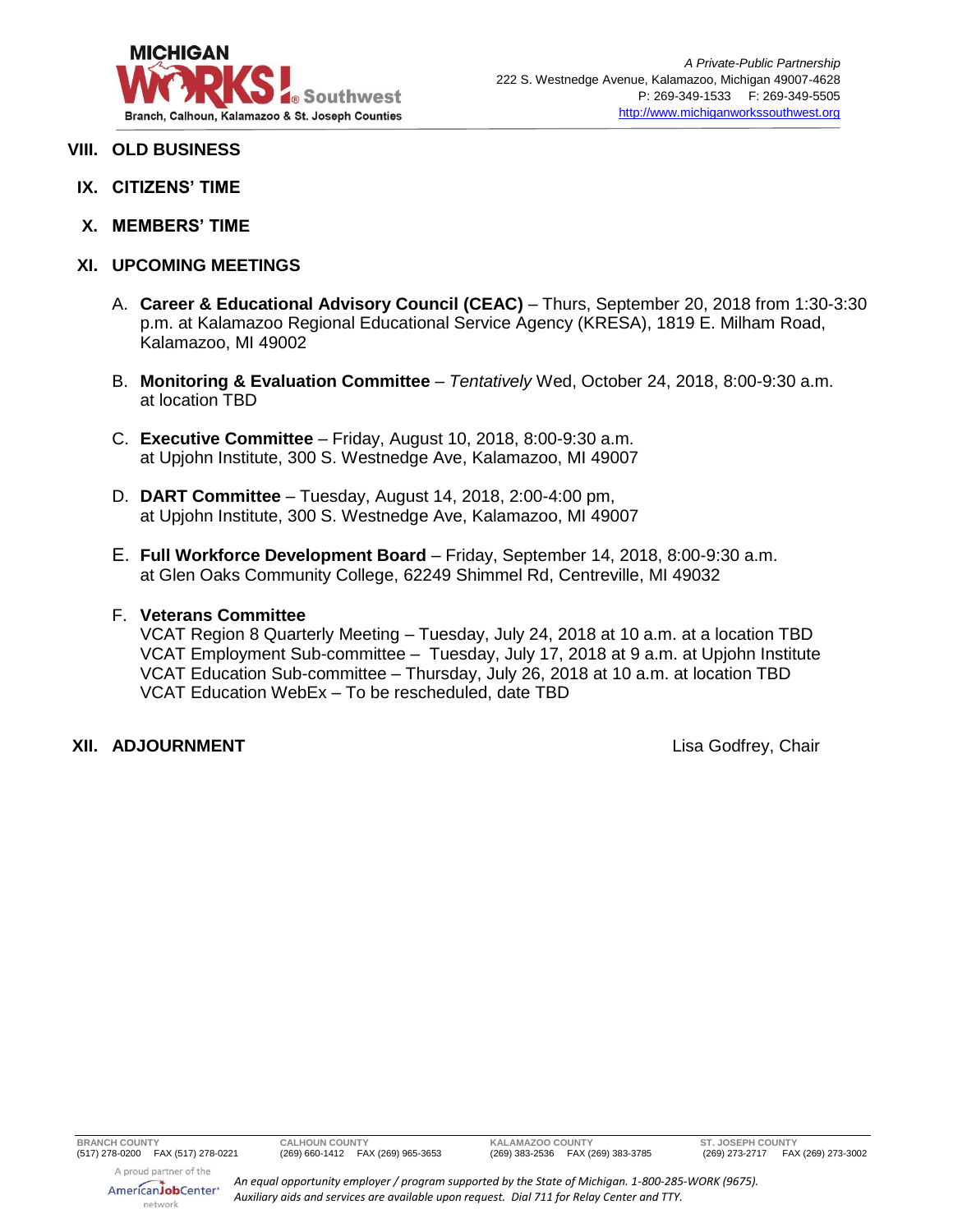## VIII. OLD BUSINESS

## IX. CITIZENS' TIME

## X. MEMBERS' TIME

## XI. UPCOMING MEETINGS

A. **Career & Educational Advisory Council (CEAC)** – Thurs, September 20, 2018 from 1:30-3:30 p.m. at Kalamazoo Regional Educational Service Agency (KRESA), 1819 E. Milham Road, Kalamazoo, MI 49002

B. **Monitoring & Evaluation Committee** – *Tentatively* Wed, October 24, 2018, 8:00-9:30 a.m. at location TBD

C. **Executive Committee** – Friday, August 10, 2018, 8:00-9:30 a.m. at Upjohn Institute, 300 S. Westnedge Ave, Kalamazoo, MI 49007

D. **DART Committee** – Tuesday, August 14, 2018, 2:00-4:00 pm, at Upjohn Institute, 300 S. Westnedge Ave, Kalamazoo, MI 49007

E. **Full Workforce Development Board** – Friday, September 14, 2018, 8:00-9:30 a.m. at Glen Oaks Community College, 62249 Shimmel Rd, Centreville, MI 49032

F. **Veterans Committee**
VCAT Region 8 Quarterly Meeting – Tuesday, July 24, 2018 at 10 a.m. at a location TBD
VCAT Employment Sub-committee – Tuesday, July 17, 2018 at 9 a.m. at Upjohn Institute
VCAT Education Sub-committee – Thursday, July 26, 2018 at 10 a.m. at location TBD
VCAT Education WebEx – To be rescheduled, date TBD

## XII. ADJOURNMENT

Lisa Godfrey, Chair